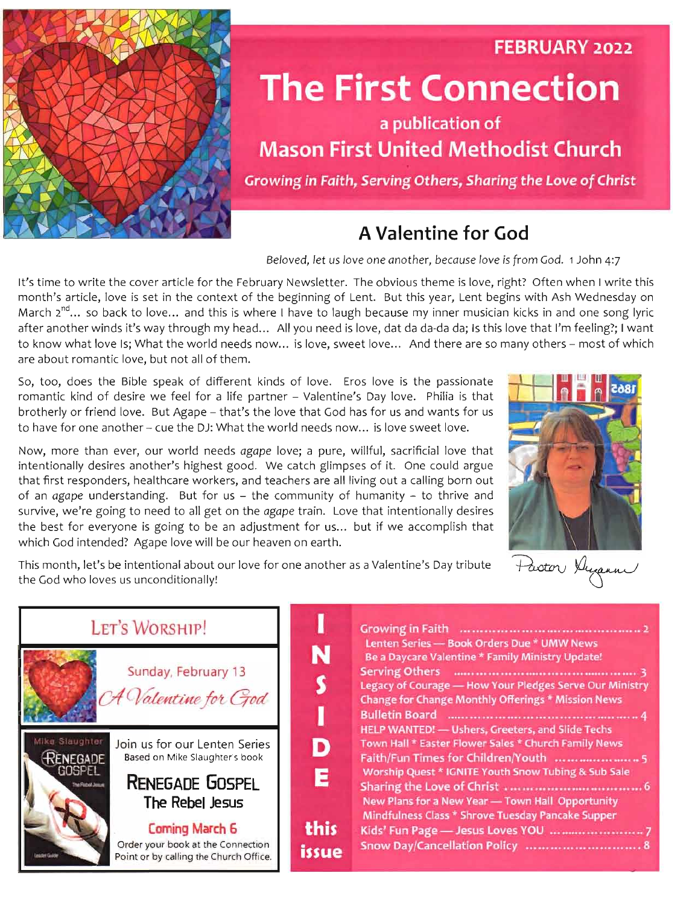FEBRUARY 2022

# The First Connection

a publication of

**Mason First United Methodist Church**

*Growing in Faith, Serving Others, Sharing the Love of Christ*

## A Valentine for God

*Beloved, let us love one another, because love is from God.* 1 John 4:7

It's time to write the cover article for the February Newsletter. The obvious theme is love, right? Often when I write this month's article, love is set in the context of the beginning of Lent. But this year, Lent begins with Ash Wednesday on March 2nd... so back to love... and this is where I have to laugh because my inner musician kicks in and one song lyric after another winds it's way through my head... All you need is love, dat da da-da da; Is this love that I'm feeling?; I want to know what love Is; What the world needs now... is love, sweet love... And there are so many others – most of which are about romantic love, but not all of them.

So, too, does the Bible speak of different kinds of love. Eros love is the passionate romantic kind of desire we feel for a life partner – Valentine's Day love. Philia is that brotherly or friend love. But Agape – that's the love that God has for us and wants for us to have for one another – cue the DJ: What the world needs now... is love sweet love.

Now, more than ever, our world needs *agape* love; a pure, willful, sacrificial love that intentionally desires another's highest good. We catch glimpses of it. One could argue that first responders, healthcare workers, and teachers are all living out a calling born out of an *agape* understanding. But for us – the community of humanity – to thrive and survive, we're going to need to all get on the *agape* train. Love that intentionally desires the best for everyone is going to be an adjustment for us... but if we accomplish that which God intended? Agape love will be our heaven on earth.

This month, let's be intentional about our love for one another as a Valentine's Day tribute the God who loves us unconditionally!

Pastor Suzanne

## Let's Worship!

Sunday, February 13

*A Valentine for God*

Join us for our Lenten Series

Based on Mike Slaughter's book

**Renegade Gospel**

**The Rebel Jesus**

**Coming March 6**

Order your book at the Connection Point or by calling the Church Office.

## Inside this issue

- **Growing in Faith** ........ 2
  - Lenten Series — Book Orders Due * UMW News
  - Be a Daycare Valentine * Family Ministry Update!
- **Serving Others** ........ 3
  - Legacy of Courage — How Your Pledges Serve Our Ministry
  - Change for Change Monthly Offerings * Mission News
- **Bulletin Board** ........ 4
  - HELP WANTED! — Ushers, Greeters, and Slide Techs
  - Town Hall * Easter Flower Sales * Church Family News
- **Faith/Fun Times for Children/Youth** ........ 5
  - Worship Quest * IGNITE Youth Snow Tubing & Sub Sale
- **Sharing the Love of Christ** ........ 6
  - New Plans for a New Year — Town Hall Opportunity
  - Mindfulness Class * Shrove Tuesday Pancake Supper
- **Kids' Fun Page — Jesus Loves YOU** ........ 7
- **Snow Day/Cancellation Policy** ........ 8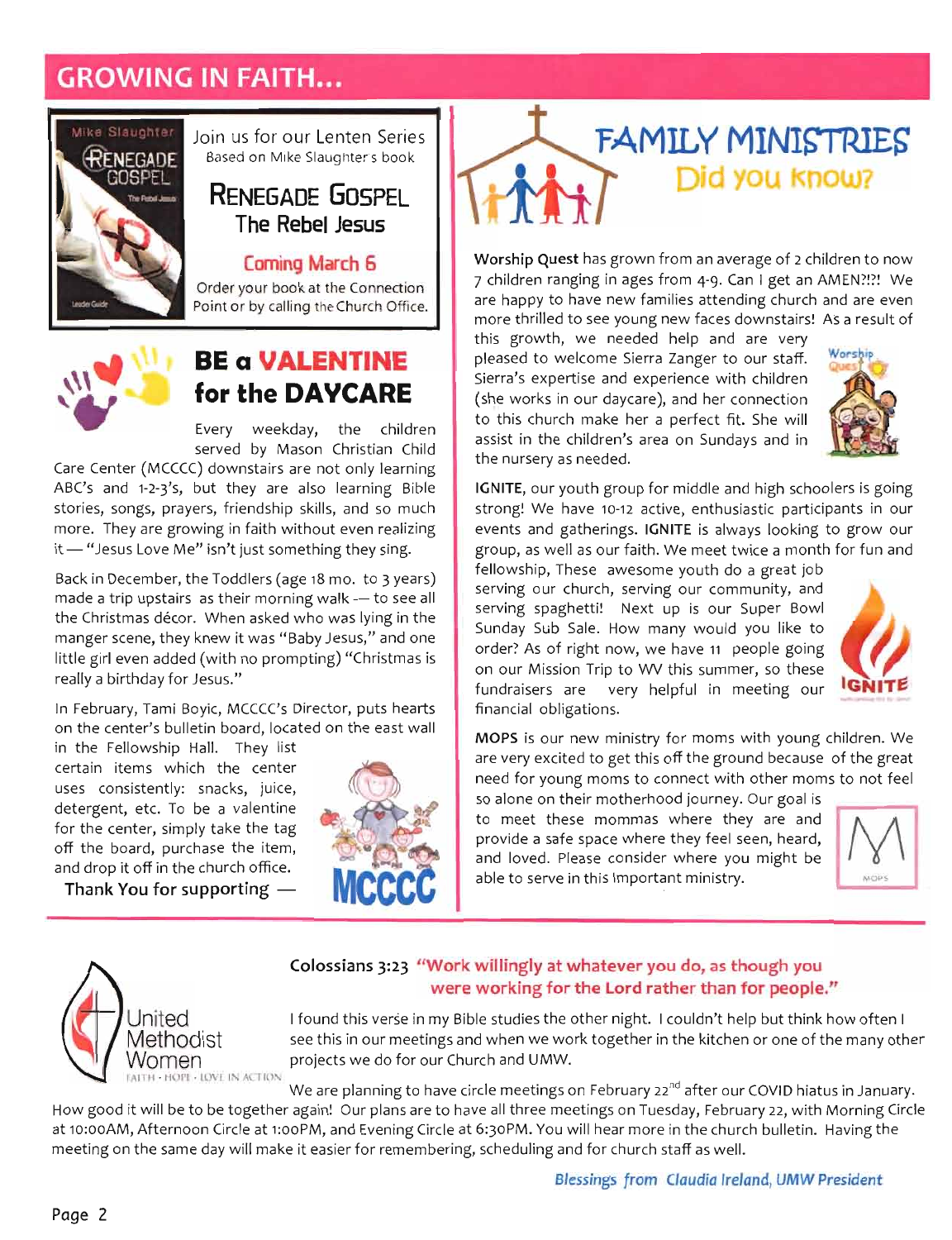# GROWING IN FAITH...

Join us for our Lenten Series
Based on Mike Slaughter's book

## RENEGADE GOSPEL
### The Rebel Jesus

**Coming March 6**

Order your book at the Connection Point or by calling the Church Office.

## BE a VALENTINE for the DAYCARE

Every weekday, the children served by Mason Christian Child Care Center (MCCCC) downstairs are not only learning ABC's and 1-2-3's, but they are also learning Bible stories, songs, prayers, friendship skills, and so much more. They are growing in faith without even realizing it — "Jesus Love Me" isn't just something they sing.

Back in December, the Toddlers (age 18 mo. to 3 years) made a trip upstairs as their morning walk — to see all the Christmas décor. When asked who was lying in the manger scene, they knew it was "Baby Jesus," and one little girl even added (with no prompting) "Christmas is really a birthday for Jesus."

In February, Tami Boyic, MCCCC's Director, puts hearts on the center's bulletin board, located on the east wall in the Fellowship Hall. They list certain items which the center uses consistently: snacks, juice, detergent, etc. To be a valentine for the center, simply take the tag off the board, purchase the item, and drop it off in the church office.

Thank You for supporting — MCCCC

## FAMILY MINISTRIES
### Did you know?

**Worship Quest** has grown from an average of 2 children to now 7 children ranging in ages from 4-9. Can I get an AMEN?!?! We are happy to have new families attending church and are even more thrilled to see young new faces downstairs! As a result of this growth, we needed help and are very pleased to welcome Sierra Zanger to our staff. Sierra's expertise and experience with children (she works in our daycare), and her connection to this church make her a perfect fit. She will assist in the children's area on Sundays and in the nursery as needed.

**IGNITE**, our youth group for middle and high schoolers is going strong! We have 10-12 active, enthusiastic participants in our events and gatherings. **IGNITE** is always looking to grow our group, as well as our faith. We meet twice a month for fun and fellowship, These awesome youth do a great job serving our church, serving our community, and serving spaghetti! Next up is our Super Bowl Sunday Sub Sale. How many would you like to order? As of right now, we have 11 people going on our Mission Trip to WV this summer, so these fundraisers are very helpful in meeting our financial obligations.

**MOPS** is our new ministry for moms with young children. We are very excited to get this off the ground because of the great need for young moms to connect with other moms to not feel so alone on their motherhood journey. Our goal is to meet these mommas where they are and provide a safe space where they feel seen, heard, and loved. Please consider where you might be able to serve in this important ministry.

United Methodist Women
FAITH · HOPE · LOVE IN ACTION

**Colossians 3:23** **"Work willingly at whatever you do, as though you were working for the Lord rather than for people."**

I found this verse in my Bible studies the other night. I couldn't help but think how often I see this in our meetings and when we work together in the kitchen or one of the many other projects we do for our Church and UMW.

We are planning to have circle meetings on February 22nd after our COVID hiatus in January. How good it will be to be together again! Our plans are to have all three meetings on Tuesday, February 22, with Morning Circle at 10:00AM, Afternoon Circle at 1:00PM, and Evening Circle at 6:30PM. You will hear more in the church bulletin. Having the meeting on the same day will make it easier for remembering, scheduling and for church staff as well.

*Blessings from Claudia Ireland, UMW President*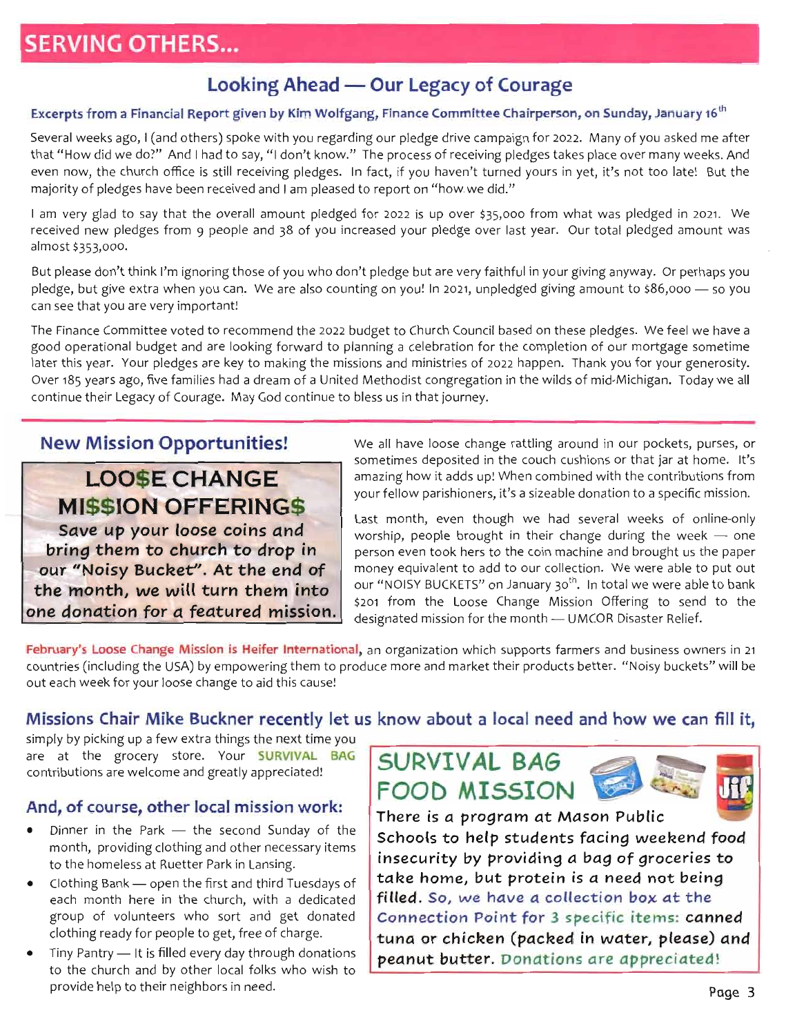# SERVING OTHERS...

## Looking Ahead — Our Legacy of Courage

**Excerpts from a Financial Report given by Kim Wolfgang, Finance Committee Chairperson, on Sunday, January 16th**

Several weeks ago, I (and others) spoke with you regarding our pledge drive campaign for 2022. Many of you asked me after that "How did we do?" And I had to say, "I don't know." The process of receiving pledges takes place over many weeks. And even now, the church office is still receiving pledges. In fact, if you haven't turned yours in yet, it's not too late! But the majority of pledges have been received and I am pleased to report on "how we did."

I am very glad to say that the overall amount pledged for 2022 is up over $35,000 from what was pledged in 2021. We received new pledges from 9 people and 38 of you increased your pledge over last year. Our total pledged amount was almost $353,000.

But please don't think I'm ignoring those of you who don't pledge but are very faithful in your giving anyway. Or perhaps you pledge, but give extra when you can. We are also counting on you! In 2021, unpledged giving amount to $86,000 — so you can see that you are very important!

The Finance Committee voted to recommend the 2022 budget to Church Council based on these pledges. We feel we have a good operational budget and are looking forward to planning a celebration for the completion of our mortgage sometime later this year. Your pledges are key to making the missions and ministries of 2022 happen. Thank you for your generosity. Over 185 years ago, five families had a dream of a United Methodist congregation in the wilds of mid-Michigan. Today we all continue their Legacy of Courage. May God continue to bless us in that journey.

---

## New Mission Opportunities!

### LOO$E CHANGE MI$$ION OFFERING$

**Save up your loose coins and bring them to church to drop in our "Noisy Bucket". At the end of the month, we will turn them into one donation for a featured mission.**

We all have loose change rattling around in our pockets, purses, or sometimes deposited in the couch cushions or that jar at home. It's amazing how it adds up! When combined with the contributions from your fellow parishioners, it's a sizeable donation to a specific mission.

Last month, even though we had several weeks of online-only worship, people brought in their change during the week — one person even took hers to the coin machine and brought us the paper money equivalent to add to our collection. We were able to put out our "NOISY BUCKETS" on January 30th. In total we were able to bank $201 from the Loose Change Mission Offering to send to the designated mission for the month — UMCOR Disaster Relief.

**February's Loose Change Mission is Heifer International**, an organization which supports farmers and business owners in 21 countries (including the USA) by empowering them to produce more and market their products better. "Noisy buckets" will be out each week for your loose change to aid this cause!

### Missions Chair Mike Buckner recently let us know about a local need and how we can fill it,

simply by picking up a few extra things the next time you are at the grocery store. Your **SURVIVAL BAG** contributions are welcome and greatly appreciated!

### SURVIVAL BAG FOOD MISSION

**There is a program at Mason Public Schools to help students facing weekend food insecurity by providing a bag of groceries to take home, but protein is a need not being filled.** So, we have a collection box at the Connection Point for 3 specific items: **canned tuna or chicken (packed in water, please) and peanut butter.** Donations are appreciated!

### And, of course, other local mission work:

- Dinner in the Park — the second Sunday of the month, providing clothing and other necessary items to the homeless at Ruetter Park in Lansing.
- Clothing Bank — open the first and third Tuesdays of each month here in the church, with a dedicated group of volunteers who sort and get donated clothing ready for people to get, free of charge.
- Tiny Pantry — It is filled every day through donations to the church and by other local folks who wish to provide help to their neighbors in need.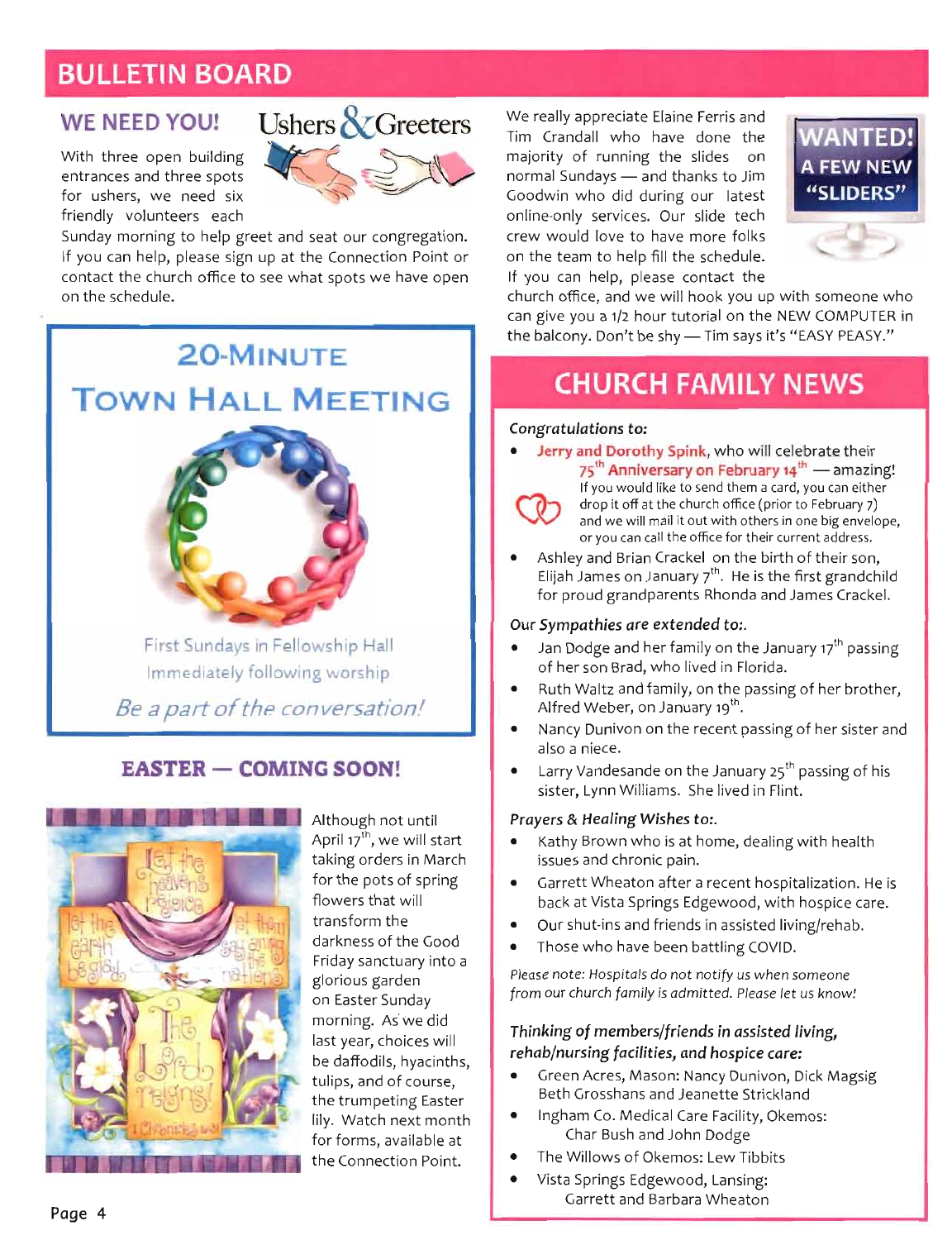# BULLETIN BOARD

## WE NEED YOU!

Ushers & Greeters

With three open building entrances and three spots for ushers, we need six friendly volunteers each Sunday morning to help greet and seat our congregation. If you can help, please sign up at the Connection Point or contact the church office to see what spots we have open on the schedule.

## 20-MINUTE TOWN HALL MEETING

First Sundays in Fellowship Hall

Immediately following worship

*Be a part of the conversation!*

## EASTER — COMING SOON!

Although not until April 17th, we will start taking orders in March for the pots of spring flowers that will transform the darkness of the Good Friday sanctuary into a glorious garden on Easter Sunday morning. As we did last year, choices will be daffodils, hyacinths, tulips, and of course, the trumpeting Easter lily. Watch next month for forms, available at the Connection Point.

## WANTED! A FEW NEW "SLIDERS"

We really appreciate Elaine Ferris and Tim Crandall who have done the majority of running the slides on normal Sundays — and thanks to Jim Goodwin who did during our latest online-only services. Our slide tech crew would love to have more folks on the team to help fill the schedule. If you can help, please contact the church office, and we will hook you up with someone who can give you a 1/2 hour tutorial on the NEW COMPUTER in the balcony. Don't be shy — Tim says it's "EASY PEASY."

## CHURCH FAMILY NEWS

*Congratulations to:*

- **Jerry and Dorothy Spink**, who will celebrate their **75th Anniversary on February 14th** — amazing! If you would like to send them a card, you can either drop it off at the church office (prior to February 7) and we will mail it out with others in one big envelope, or you can call the office for their current address.
- Ashley and Brian Crackel on the birth of their son, Elijah James on January 7th. He is the first grandchild for proud grandparents Rhonda and James Crackel.

*Our Sympathies are extended to:.*

- Jan Dodge and her family on the January 17th passing of her son Brad, who lived in Florida.
- Ruth Waltz and family, on the passing of her brother, Alfred Weber, on January 19th.
- Nancy Dunivon on the recent passing of her sister and also a niece.
- Larry Vandesande on the January 25th passing of his sister, Lynn Williams. She lived in Flint.

*Prayers & Healing Wishes to:.*

- Kathy Brown who is at home, dealing with health issues and chronic pain.
- Garrett Wheaton after a recent hospitalization. He is back at Vista Springs Edgewood, with hospice care.
- Our shut-ins and friends in assisted living/rehab.
- Those who have been battling COVID.

*Please note: Hospitals do not notify us when someone from our church family is admitted. Please let us know!*

*Thinking of members/friends in assisted living, rehab/nursing facilities, and hospice care:*

- Green Acres, Mason: Nancy Dunivon, Dick Magsig Beth Grosshans and Jeanette Strickland
- Ingham Co. Medical Care Facility, Okemos: Char Bush and John Dodge
- The Willows of Okemos: Lew Tibbits
- Vista Springs Edgewood, Lansing: Garrett and Barbara Wheaton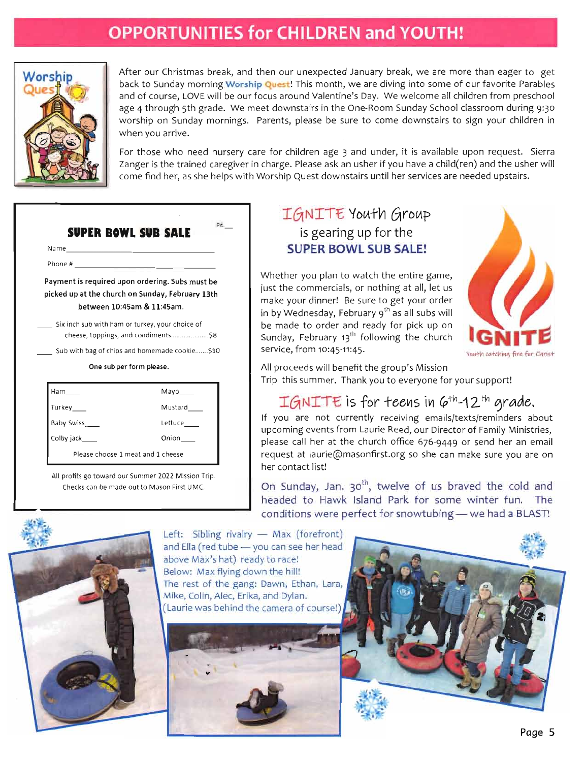# OPPORTUNITIES for CHILDREN and YOUTH!

After our Christmas break, and then our unexpected January break, we are more than eager to get back to Sunday morning **Worship Quest**! This month, we are diving into some of our favorite Parables and of course, LOVE will be our focus around Valentine's Day. We welcome all children from preschool age 4 through 5th grade. We meet downstairs in the One-Room Sunday School classroom during 9:30 worship on Sunday mornings. Parents, please be sure to come downstairs to sign your children in when you arrive.

For those who need nursery care for children age 3 and under, it is available upon request. Sierra Zanger is the trained caregiver in charge. Please ask an usher if you have a child(ren) and the usher will come find her, as she helps with Worship Quest downstairs until her services are needed upstairs.

## SUPER BOWL SUB SALE

Pd.\_\_

Name\_\_\_\_\_\_\_\_\_\_\_\_\_\_\_\_\_\_\_\_\_\_\_\_\_\_\_\_\_\_

Phone #\_\_\_\_\_\_\_\_\_\_\_\_\_\_\_\_\_\_\_\_\_\_\_\_\_\_\_\_

**Payment is required upon ordering. Subs must be picked up at the church on Sunday, February 13th between 10:45am & 11:45am.**

\_\_\_\_ Six inch sub with ham or turkey, your choice of cheese, toppings, and condiments....................$8

\_\_\_\_ Sub with bag of chips and homemade cookie.......$10

**One sub per form please.**

| | |
|---|---|
| Ham\_\_\_\_ | Mayo\_\_\_\_ |
| Turkey\_\_\_\_ | Mustard\_\_\_\_ |
| Baby Swiss\_\_\_\_ | Lettuce\_\_\_\_ |
| Colby jack\_\_\_\_ | Onion\_\_\_\_ |
| Please choose 1 meat and 1 cheese | |

All profits go toward our Summer 2022 Mission Trip. Checks can be made out to Mason First UMC.

## IGNITE Youth Group is gearing up for the SUPER BOWL SUB SALE!

Whether you plan to watch the entire game, just the commercials, or nothing at all, let us make your dinner! Be sure to get your order in by Wednesday, February 9th as all subs will be made to order and ready for pick up on Sunday, February 13th following the church service, from 10:45-11:45.

IGNITE — Youth catching fire for Christ

All proceeds will benefit the group's Mission Trip this summer. Thank you to everyone for your support!

## IGNITE is for teens in 6th-12th grade.

If you are not currently receiving emails/texts/reminders about upcoming events from Laurie Reed, our Director of Family Ministries, please call her at the church office 676-9449 or send her an email request at laurie@masonfirst.org so she can make sure you are on her contact list!

On Sunday, Jan. 30th, twelve of us braved the cold and headed to Hawk Island Park for some winter fun. The conditions were perfect for snowtubing — we had a BLAST!

Left: Sibling rivalry — Max (forefront) and Ella (red tube — you can see her head above Max's hat) ready to race!
Below: Max flying down the hill!
The rest of the gang: Dawn, Ethan, Lara, Mike, Colin, Alec, Erika, and Dylan.
(Laurie was behind the camera of course!)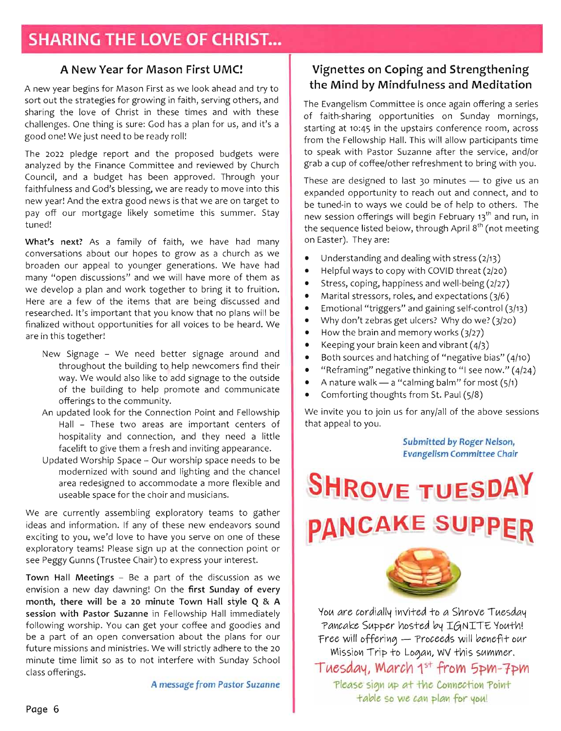# SHARING THE LOVE OF CHRIST...

## A New Year for Mason First UMC!

A new year begins for Mason First as we look ahead and try to sort out the strategies for growing in faith, serving others, and sharing the love of Christ in these times and with these challenges. One thing is sure: God has a plan for us, and it's a good one! We just need to be ready roll!

The 2022 pledge report and the proposed budgets were analyzed by the Finance Committee and reviewed by Church Council, and a budget has been approved. Through your faithfulness and God's blessing, we are ready to move into this new year! And the extra good news is that we are on target to pay off our mortgage likely sometime this summer. Stay tuned!

**What's next?** As a family of faith, we have had many conversations about our hopes to grow as a church as we broaden our appeal to younger generations. We have had many "open discussions" and we will have more of them as we develop a plan and work together to bring it to fruition. Here are a few of the items that are being discussed and researched. It's important that you know that no plans will be finalized without opportunities for all voices to be heard. We are in this together!

- New Signage – We need better signage around and throughout the building to help newcomers find their way. We would also like to add signage to the outside of the building to help promote and communicate offerings to the community.
- An updated look for the Connection Point and Fellowship Hall – These two areas are important centers of hospitality and connection, and they need a little facelift to give them a fresh and inviting appearance.
- Updated Worship Space – Our worship space needs to be modernized with sound and lighting and the chancel area redesigned to accommodate a more flexible and useable space for the choir and musicians.

We are currently assembling exploratory teams to gather ideas and information. If any of these new endeavors sound exciting to you, we'd love to have you serve on one of these exploratory teams! Please sign up at the connection point or see Peggy Gunns (Trustee Chair) to express your interest.

**Town Hall Meetings** – Be a part of the discussion as we envision a new day dawning! On the **first Sunday of every month, there will be a 20 minute Town Hall style Q & A session with Pastor Suzanne** in Fellowship Hall immediately following worship. You can get your coffee and goodies and be a part of an open conversation about the plans for our future missions and ministries. We will strictly adhere to the 20 minute time limit so as to not interfere with Sunday School class offerings.

*A message from Pastor Suzanne*

## Vignettes on Coping and Strengthening the Mind by Mindfulness and Meditation

The Evangelism Committee is once again offering a series of faith-sharing opportunities on Sunday mornings, starting at 10:45 in the upstairs conference room, across from the Fellowship Hall. This will allow participants time to speak with Pastor Suzanne after the service, and/or grab a cup of coffee/other refreshment to bring with you.

These are designed to last 30 minutes — to give us an expanded opportunity to reach out and connect, and to be tuned-in to ways we could be of help to others. The new session offerings will begin February 13th and run, in the sequence listed below, through April 8th (not meeting on Easter). They are:

- Understanding and dealing with stress (2/13)
- Helpful ways to copy with COVID threat (2/20)
- Stress, coping, happiness and well-being (2/27)
- Marital stressors, roles, and expectations (3/6)
- Emotional "triggers" and gaining self-control (3/13)
- Why don't zebras get ulcers? Why do we? (3/20)
- How the brain and memory works (3/27)
- Keeping your brain keen and vibrant (4/3)
- Both sources and hatching of "negative bias" (4/10)
- "Reframing" negative thinking to "I see now." (4/24)
- A nature walk — a "calming balm" for most (5/1)
- Comforting thoughts from St. Paul (5/8)

We invite you to join us for any/all of the above sessions that appeal to you.

*Submitted by Roger Nelson, Evangelism Committee Chair*

## SHROVE TUESDAY PANCAKE SUPPER

You are cordially invited to a Shrove Tuesday Pancake Supper hosted by IGNITE Youth! Free will offering — Proceeds will benefit our Mission Trip to Logan, WV this summer.

**Tuesday, March 1st from 5pm-7pm**

Please sign up at the Connection Point table so we can plan for you!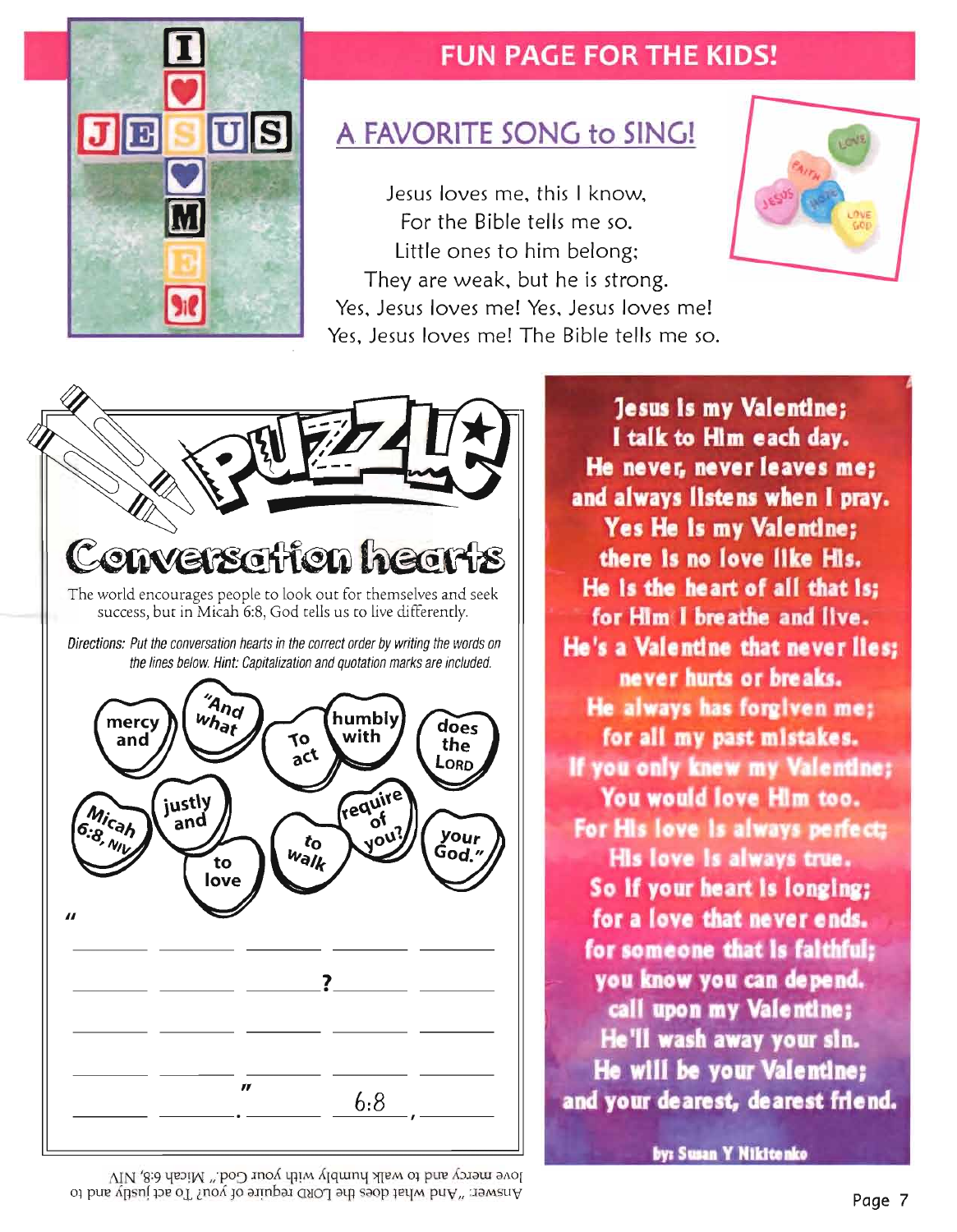# FUN PAGE FOR THE KIDS!

## A FAVORITE SONG to SING!

Jesus loves me, this I know,
For the Bible tells me so.
Little ones to him belong;
They are weak, but he is strong.
Yes, Jesus loves me! Yes, Jesus loves me!
Yes, Jesus loves me! The Bible tells me so.

## PUZZLE

### Conversation hearts

The world encourages people to look out for themselves and seek success, but in Micah 6:8, God tells us to live differently.

*Directions: Put the conversation hearts in the correct order by writing the words on the lines below. Hint: Capitalization and quotation marks are included.*

mercy and | "And what | To act | humbly with | does the LORD | Micah 6:8, NIV | justly and | to love | to walk | require of you? | your God."

" \_\_\_\_\_ \_\_\_\_\_ \_\_\_\_\_ \_\_\_\_\_ \_\_\_\_\_

\_\_\_\_\_ \_\_\_\_\_ \_\_\_\_\_? \_\_\_\_\_ \_\_\_\_\_

\_\_\_\_\_ \_\_\_\_\_ \_\_\_\_\_ \_\_\_\_\_ \_\_\_\_\_

\_\_\_\_\_ \_\_\_\_\_ \_\_\_\_\_ \_\_\_\_\_ \_\_\_\_\_

\_\_\_\_\_ \_\_\_\_\_." \_\_\_\_\_ 6:8, \_\_\_\_\_

Answer: "And what does the LORD require of you? To act justly and to love mercy and to walk humbly with your God." Micah 6:8, NIV

**Jesus is my Valentine;**
**I talk to Him each day.**
**He never, never leaves me;**
**and always listens when I pray.**
**Yes He is my Valentine;**
**there is no love like His.**
**He is the heart of all that is;**
**for Him I breathe and live.**
**He's a Valentine that never lies;**
**never hurts or breaks.**
**He always has forgiven me;**
**for all my past mistakes.**
**If you only knew my Valentine;**
**You would love Him too.**
**For His love is always perfect;**
**His love is always true.**
**So if your heart is longing;**
**for a love that never ends.**
**for someone that is faithful;**
**you know you can depend.**
**call upon my Valentine;**
**He'll wash away your sin.**
**He will be your Valentine;**
**and your dearest, dearest friend.**

by: Susan Y Nikitenko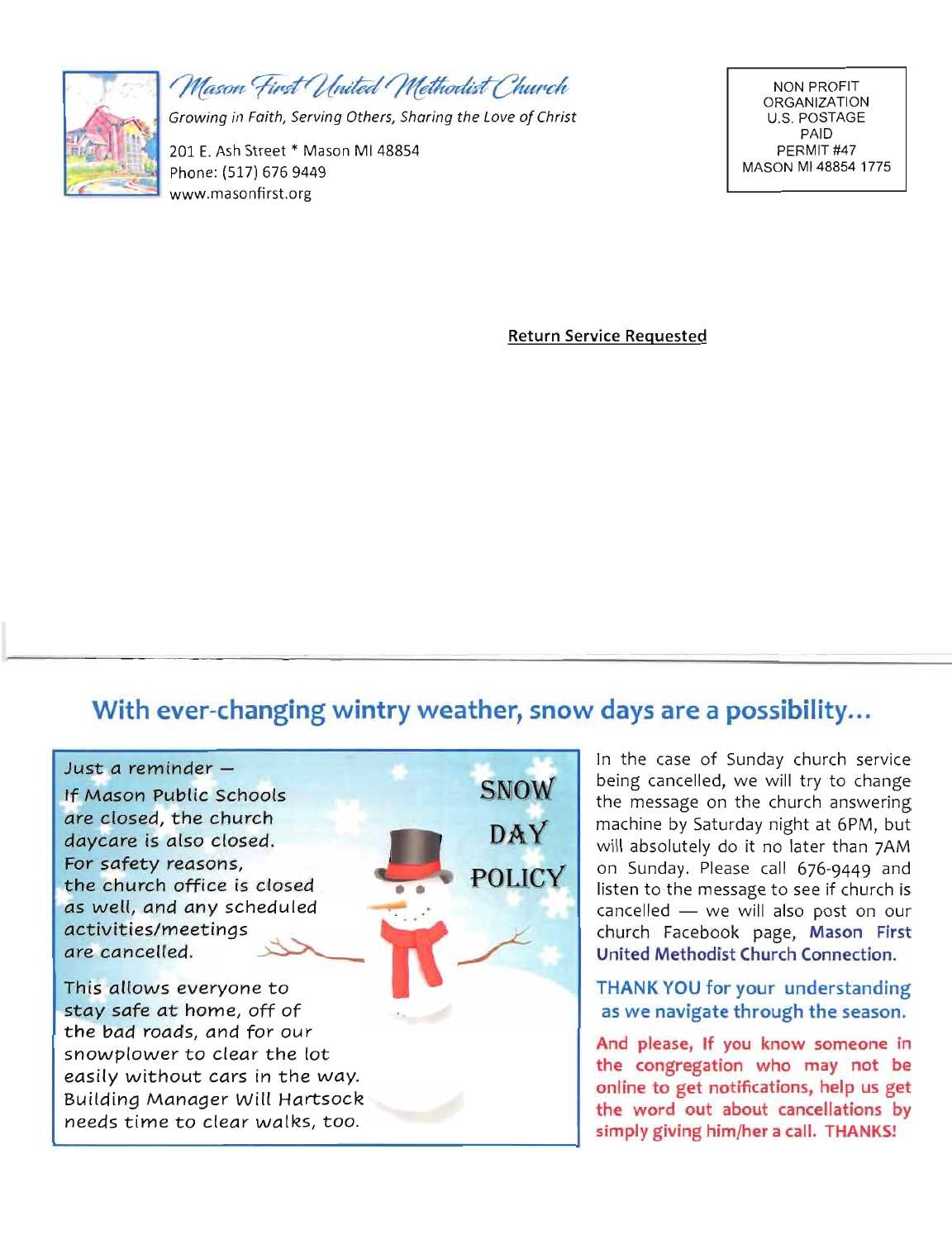Mason First United Methodist Church

*Growing in Faith, Serving Others, Sharing the Love of Christ*

201 E. Ash Street * Mason MI 48854
Phone: (517) 676 9449
www.masonfirst.org

NON PROFIT
ORGANIZATION
U.S. POSTAGE
PAID
PERMIT #47
MASON MI 48854 1775

**Return Service Requested**

---

## With ever-changing wintry weather, snow days are a possibility...

### SNOW DAY POLICY

Just a reminder –
If Mason Public Schools are closed, the church daycare is also closed. For safety reasons, the church office is closed as well, and any scheduled activities/meetings are cancelled.

This allows everyone to stay safe at home, off of the bad roads, and for our snowplower to clear the lot easily without cars in the way. Building Manager Will Hartsock needs time to clear walks, too.

In the case of Sunday church service being cancelled, we will try to change the message on the church answering machine by Saturday night at 6PM, but will absolutely do it no later than 7AM on Sunday. Please call 676-9449 and listen to the message to see if church is cancelled — we will also post on our church Facebook page, **Mason First United Methodist Church Connection.**

**THANK YOU for your understanding as we navigate through the season.**

**And please, If you know someone in the congregation who may not be online to get notifications, help us get the word out about cancellations by simply giving him/her a call. THANKS!**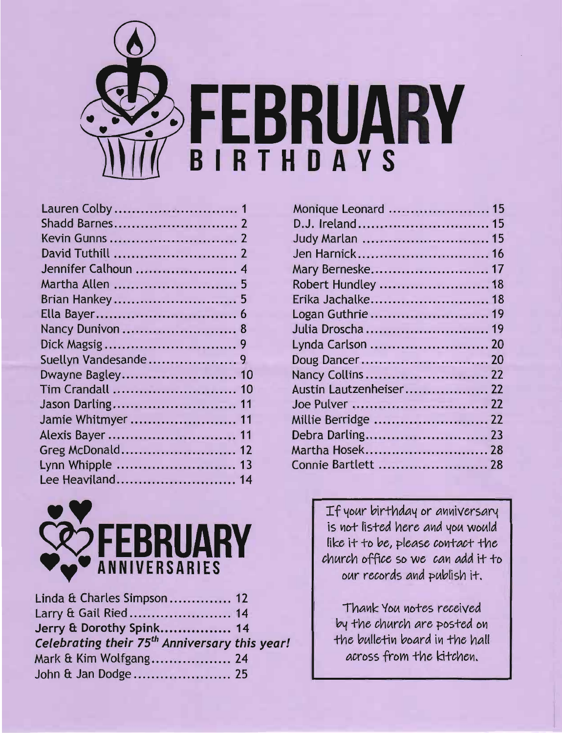# FEBRUARY BIRTHDAYS

Lauren Colby ............................ 1
Shadd Barnes............................ 2
Kevin Gunns ............................ 2
David Tuthill ............................ 2
Jennifer Calhoun ....................... 4
Martha Allen ............................ 5
Brian Hankey............................ 5
Ella Bayer................................ 6
Nancy Dunivon .......................... 8
Dick Magsig .............................. 9
Suellyn Vandesande.................... 9
Dwayne Bagley.......................... 10
Tim Crandall ............................ 10
Jason Darling............................ 11
Jamie Whitmyer ........................ 11
Alexis Bayer ............................ 11
Greg McDonald.......................... 12
Lynn Whipple ........................... 13
Lee Heaviland........................... 14
Monique Leonard ....................... 15
D.J. Ireland.............................. 15
Judy Marlan ............................. 15
Jen Harnick.............................. 16
Mary Berneske........................... 17
Robert Hundley ......................... 18
Erika Jachalke........................... 18
Logan Guthrie ........................... 19
Julia Droscha ............................ 19
Lynda Carlson ........................... 20
Doug Dancer............................. 20
Nancy Collins ............................ 22
Austin Lautzenheiser................... 22
Joe Pulver ............................... 22
Millie Berridge .......................... 22
Debra Darling............................ 23
Martha Hosek............................ 28
Connie Bartlett ......................... 28

# FEBRUARY ANNIVERSARIES

Linda & Charles Simpson .............. 12
Larry & Gail Ried ....................... 14
**Jerry & Dorothy Spink................ 14**
***Celebrating their 75th Anniversary this year!***
Mark & Kim Wolfgang.................. 24
John & Jan Dodge ...................... 25

If your birthday or anniversary is not listed here and you would like it to be, please contact the church office so we can add it to our records and publish it.

Thank You notes received by the church are posted on the bulletin board in the hall across from the kitchen.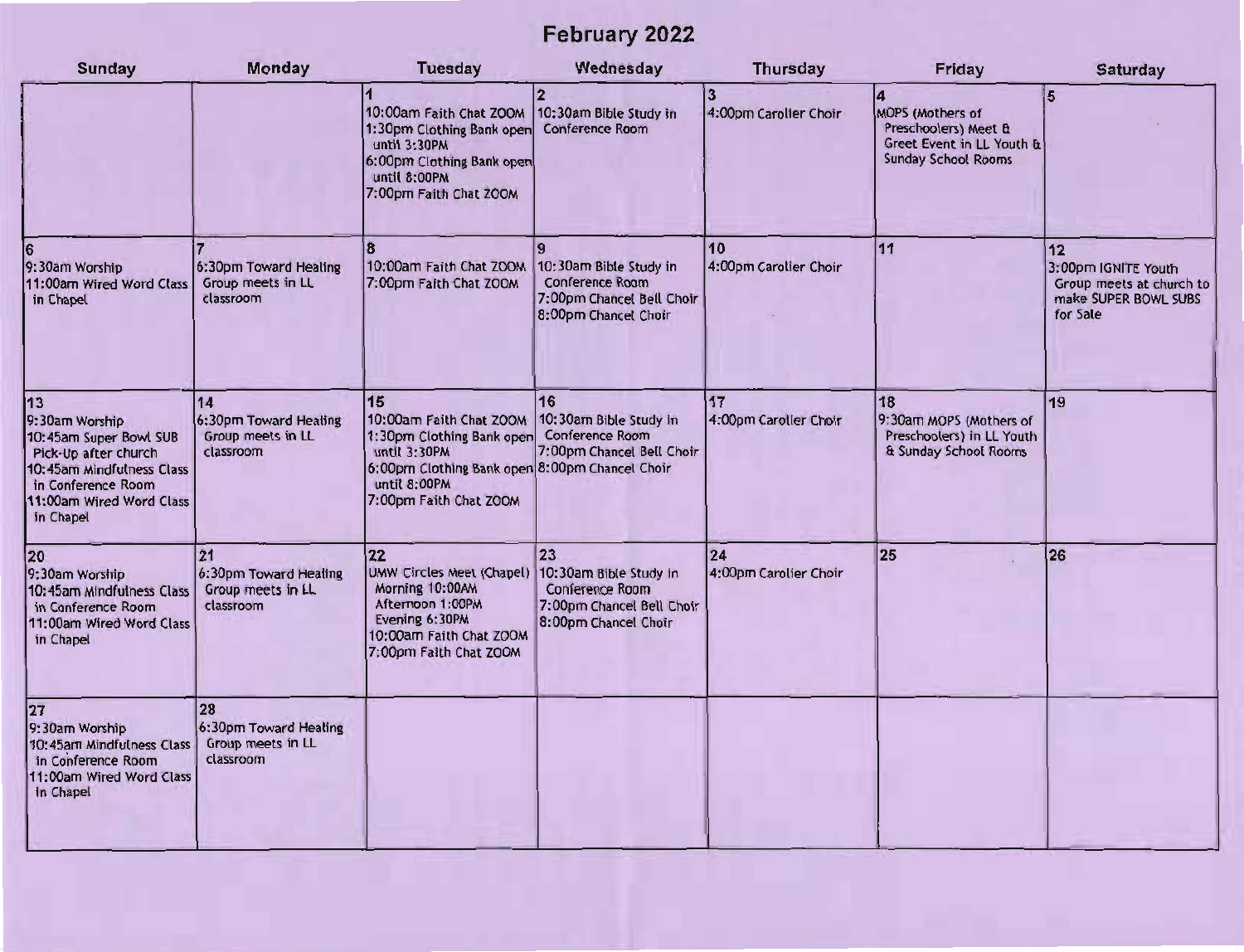# February 2022

| Sunday | Monday | Tuesday | Wednesday | Thursday | Friday | Saturday |
|---|---|---|---|---|---|---|
| | | 1<br>10:00am Faith Chat ZOOM<br>1:30pm Clothing Bank open until 3:30PM<br>6:00pm Clothing Bank open until 8:00PM<br>7:00pm Faith Chat ZOOM | 2<br>10:30am Bible Study in Conference Room | 3<br>4:00pm Carolier Choir | 4<br>MOPS (Mothers of Preschoolers) Meet & Greet Event in LL Youth & Sunday School Rooms | 5 |
| 6<br>9:30am Worship<br>11:00am Wired Word Class in Chapel | 7<br>6:30pm Toward Healing Group meets in LL classroom | 8<br>10:00am Faith Chat ZOOM<br>7:00pm Faith Chat ZOOM | 9<br>10:30am Bible Study in Conference Room<br>7:00pm Chancel Bell Choir<br>8:00pm Chancel Choir | 10<br>4:00pm Carolier Choir | 11 | 12<br>3:00pm IGNITE Youth Group meets at church to make SUPER BOWL SUBS for Sale |
| 13<br>9:30am Worship<br>10:45am Super Bowl SUB Pick-Up after church<br>10:45am Mindfulness Class in Conference Room<br>11:00am Wired Word Class in Chapel | 14<br>6:30pm Toward Healing Group meets in LL classroom | 15<br>10:00am Faith Chat ZOOM<br>1:30pm Clothing Bank open until 3:30PM<br>6:00pm Clothing Bank open until 8:00PM<br>7:00pm Faith Chat ZOOM | 16<br>10:30am Bible Study in Conference Room<br>7:00pm Chancel Bell Choir<br>8:00pm Chancel Choir | 17<br>4:00pm Carolier Choir | 18<br>9:30am MOPS (Mothers of Preschoolers) in LL Youth & Sunday School Rooms | 19 |
| 20<br>9:30am Worship<br>10:45am Mindfulness Class in Conference Room<br>11:00am Wired Word Class in Chapel | 21<br>6:30pm Toward Healing Group meets in LL classroom | 22<br>UMW Circles Meet (Chapel)<br>Morning 10:00AM<br>Afternoon 1:00PM<br>Evening 6:30PM<br>10:00am Faith Chat ZOOM<br>7:00pm Faith Chat ZOOM | 23<br>10:30am Bible Study in Conference Room<br>7:00pm Chancel Bell Choir<br>8:00pm Chancel Choir | 24<br>4:00pm Carolier Choir | 25 | 26 |
| 27<br>9:30am Worship<br>10:45am Mindfulness Class in Conference Room<br>11:00am Wired Word Class in Chapel | 28<br>6:30pm Toward Healing Group meets in LL classroom | | | | | |